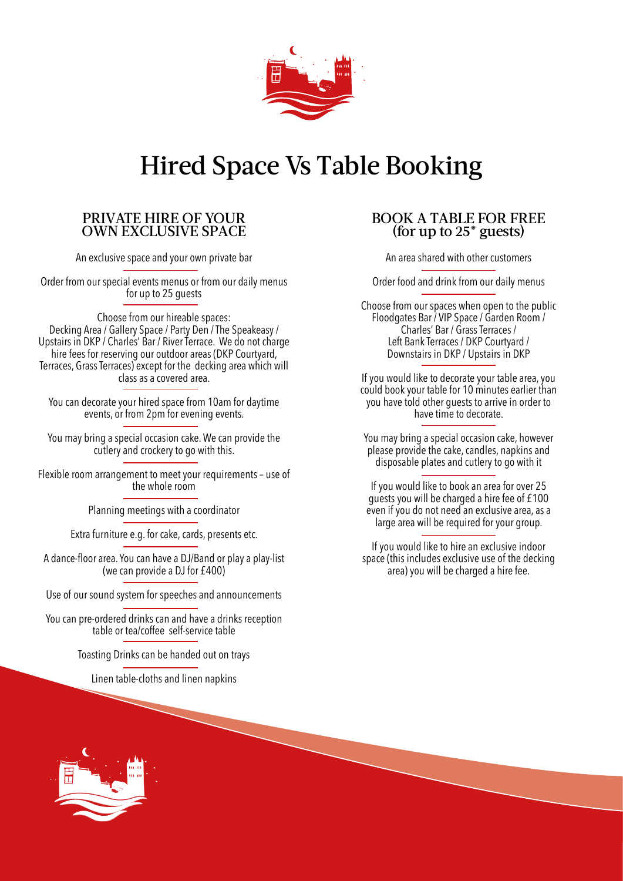# Hired Space Vs Table Booking

## PRIVATE HIRE OF YOUR OWN EXCLUSIVE SPACE

An exclusive space and your own private bar

Order from our special events menus or from our daily menus for up to 25 guests

Choose from our hireable spaces:
Decking Area / Gallery Space / Party Den / The Speakeasy / Upstairs in DKP / Charles' Bar / River Terrace. We do not charge hire fees for reserving our outdoor areas (DKP Courtyard, Terraces, Grass Terraces) except for the decking area which will class as a covered area.

You can decorate your hired space from 10am for daytime events, or from 2pm for evening events.

You may bring a special occasion cake. We can provide the cutlery and crockery to go with this.

Flexible room arrangement to meet your requirements – use of the whole room

Planning meetings with a coordinator

Extra furniture e.g. for cake, cards, presents etc.

A dance-floor area. You can have a DJ/Band or play a play-list (we can provide a DJ for £400)

Use of our sound system for speeches and announcements

You can pre-ordered drinks can and have a drinks reception table or tea/coffee self-service table

Toasting Drinks can be handed out on trays

Linen table-cloths and linen napkins

## BOOK A TABLE FOR FREE (for up to 25* guests)

An area shared with other customers

Order food and drink from our daily menus

Choose from our spaces when open to the public
Floodgates Bar / VIP Space / Garden Room / Charles' Bar / Grass Terraces / Left Bank Terraces / DKP Courtyard / Downstairs in DKP / Upstairs in DKP

If you would like to decorate your table area, you could book your table for 10 minutes earlier than you have told other guests to arrive in order to have time to decorate.

You may bring a special occasion cake, however please provide the cake, candles, napkins and disposable plates and cutlery to go with it

If you would like to book an area for over 25 guests you will be charged a hire fee of £100 even if you do not need an exclusive area, as a large area will be required for your group.

If you would like to hire an exclusive indoor space (this includes exclusive use of the decking area) you will be charged a hire fee.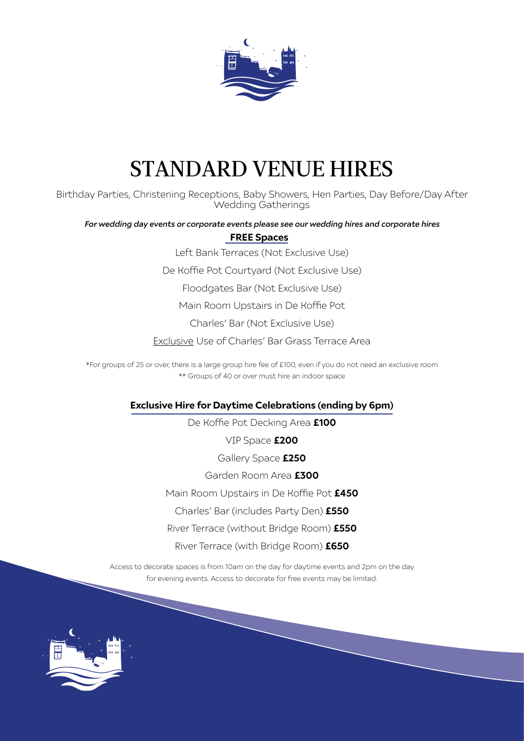# STANDARD VENUE HIRES

Birthday Parties, Christening Receptions, Baby Showers, Hen Parties, Day Before/Day After Wedding Gatherings

*For wedding day events or corporate events please see our wedding hires and corporate hires*

## FREE Spaces

Left Bank Terraces (Not Exclusive Use)

De Koffie Pot Courtyard (Not Exclusive Use)

Floodgates Bar (Not Exclusive Use)

Main Room Upstairs in De Koffie Pot

Charles' Bar (Not Exclusive Use)

Exclusive Use of Charles' Bar Grass Terrace Area

*For groups of 25 or over, there is a large group hire fee of £100, even if you do not need an exclusive room

** Groups of 40 or over must hire an indoor space

## Exclusive Hire for Daytime Celebrations (ending by 6pm)

De Koffie Pot Decking Area **£100**

VIP Space **£200**

Gallery Space **£250**

Garden Room Area **£300**

Main Room Upstairs in De Koffie Pot **£450**

Charles' Bar (includes Party Den) **£550**

River Terrace (without Bridge Room) **£550**

River Terrace (with Bridge Room) **£650**

Access to decorate spaces is from 10am on the day for daytime events and 2pm on the day for evening events. Access to decorate for free events may be limited.